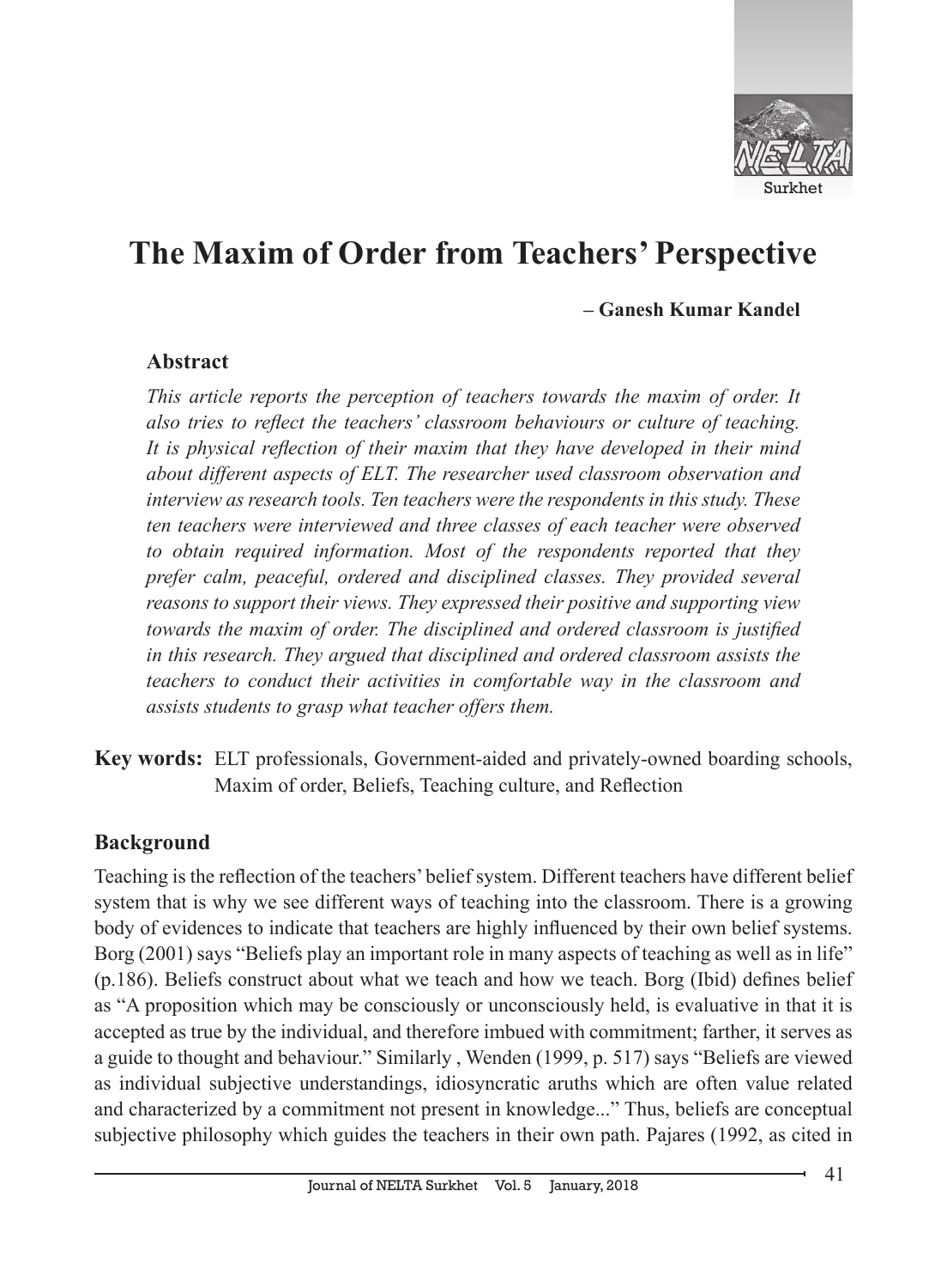# The Maxim of Order from Teachers' Perspective

**– Ganesh Kumar Kandel**

## Abstract

*This article reports the perception of teachers towards the maxim of order. It also tries to reflect the teachers' classroom behaviours or culture of teaching. It is physical reflection of their maxim that they have developed in their mind about different aspects of ELT. The researcher used classroom observation and interview as research tools. Ten teachers were the respondents in this study. These ten teachers were interviewed and three classes of each teacher were observed to obtain required information. Most of the respondents reported that they prefer calm, peaceful, ordered and disciplined classes. They provided several reasons to support their views. They expressed their positive and supporting view towards the maxim of order. The disciplined and ordered classroom is justified in this research. They argued that disciplined and ordered classroom assists the teachers to conduct their activities in comfortable way in the classroom and assists students to grasp what teacher offers them.*

**Key words:** ELT professionals, Government-aided and privately-owned boarding schools, Maxim of order, Beliefs, Teaching culture, and Reflection

## Background

Teaching is the reflection of the teachers' belief system. Different teachers have different belief system that is why we see different ways of teaching into the classroom. There is a growing body of evidences to indicate that teachers are highly influenced by their own belief systems. Borg (2001) says "Beliefs play an important role in many aspects of teaching as well as in life" (p.186). Beliefs construct about what we teach and how we teach. Borg (Ibid) defines belief as "A proposition which may be consciously or unconsciously held, is evaluative in that it is accepted as true by the individual, and therefore imbued with commitment; farther, it serves as a guide to thought and behaviour." Similarly , Wenden (1999, p. 517) says "Beliefs are viewed as individual subjective understandings, idiosyncratic aruths which are often value related and characterized by a commitment not present in knowledge..." Thus, beliefs are conceptual subjective philosophy which guides the teachers in their own path. Pajares (1992, as cited in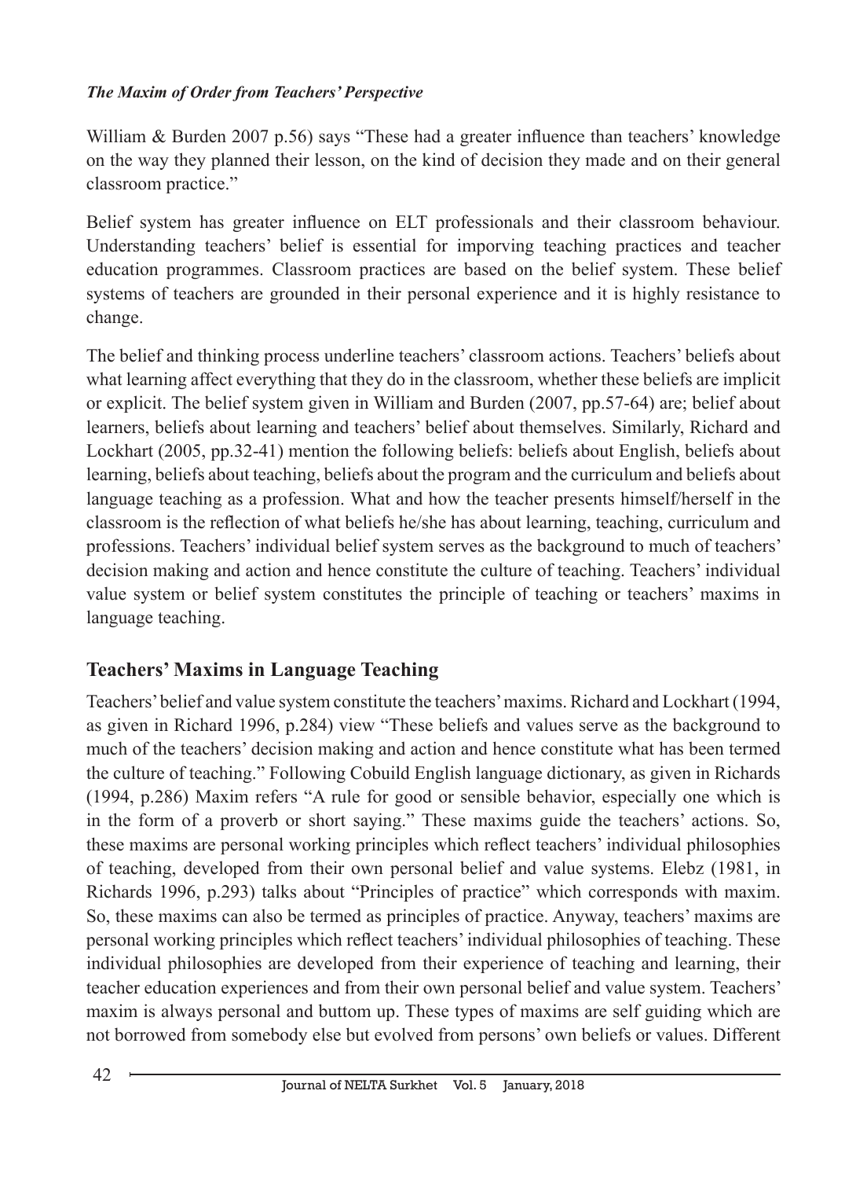William & Burden 2007 p.56) says "These had a greater influence than teachers' knowledge on the way they planned their lesson, on the kind of decision they made and on their general classroom practice."

Belief system has greater influence on ELT professionals and their classroom behaviour. Understanding teachers' belief is essential for imporving teaching practices and teacher education programmes. Classroom practices are based on the belief system. These belief systems of teachers are grounded in their personal experience and it is highly resistance to change.

The belief and thinking process underline teachers' classroom actions. Teachers' beliefs about what learning affect everything that they do in the classroom, whether these beliefs are implicit or explicit. The belief system given in William and Burden (2007, pp.57-64) are; belief about learners, beliefs about learning and teachers' belief about themselves. Similarly, Richard and Lockhart (2005, pp.32-41) mention the following beliefs: beliefs about English, beliefs about learning, beliefs about teaching, beliefs about the program and the curriculum and beliefs about language teaching as a profession. What and how the teacher presents himself/herself in the classroom is the reflection of what beliefs he/she has about learning, teaching, curriculum and professions. Teachers' individual belief system serves as the background to much of teachers' decision making and action and hence constitute the culture of teaching. Teachers' individual value system or belief system constitutes the principle of teaching or teachers' maxims in language teaching.

## Teachers' Maxims in Language Teaching

Teachers' belief and value system constitute the teachers' maxims. Richard and Lockhart (1994, as given in Richard 1996, p.284) view "These beliefs and values serve as the background to much of the teachers' decision making and action and hence constitute what has been termed the culture of teaching." Following Cobuild English language dictionary, as given in Richards (1994, p.286) Maxim refers "A rule for good or sensible behavior, especially one which is in the form of a proverb or short saying." These maxims guide the teachers' actions. So, these maxims are personal working principles which reflect teachers' individual philosophies of teaching, developed from their own personal belief and value systems. Elebz (1981, in Richards 1996, p.293) talks about "Principles of practice" which corresponds with maxim. So, these maxims can also be termed as principles of practice. Anyway, teachers' maxims are personal working principles which reflect teachers' individual philosophies of teaching. These individual philosophies are developed from their experience of teaching and learning, their teacher education experiences and from their own personal belief and value system. Teachers' maxim is always personal and buttom up. These types of maxims are self guiding which are not borrowed from somebody else but evolved from persons' own beliefs or values. Different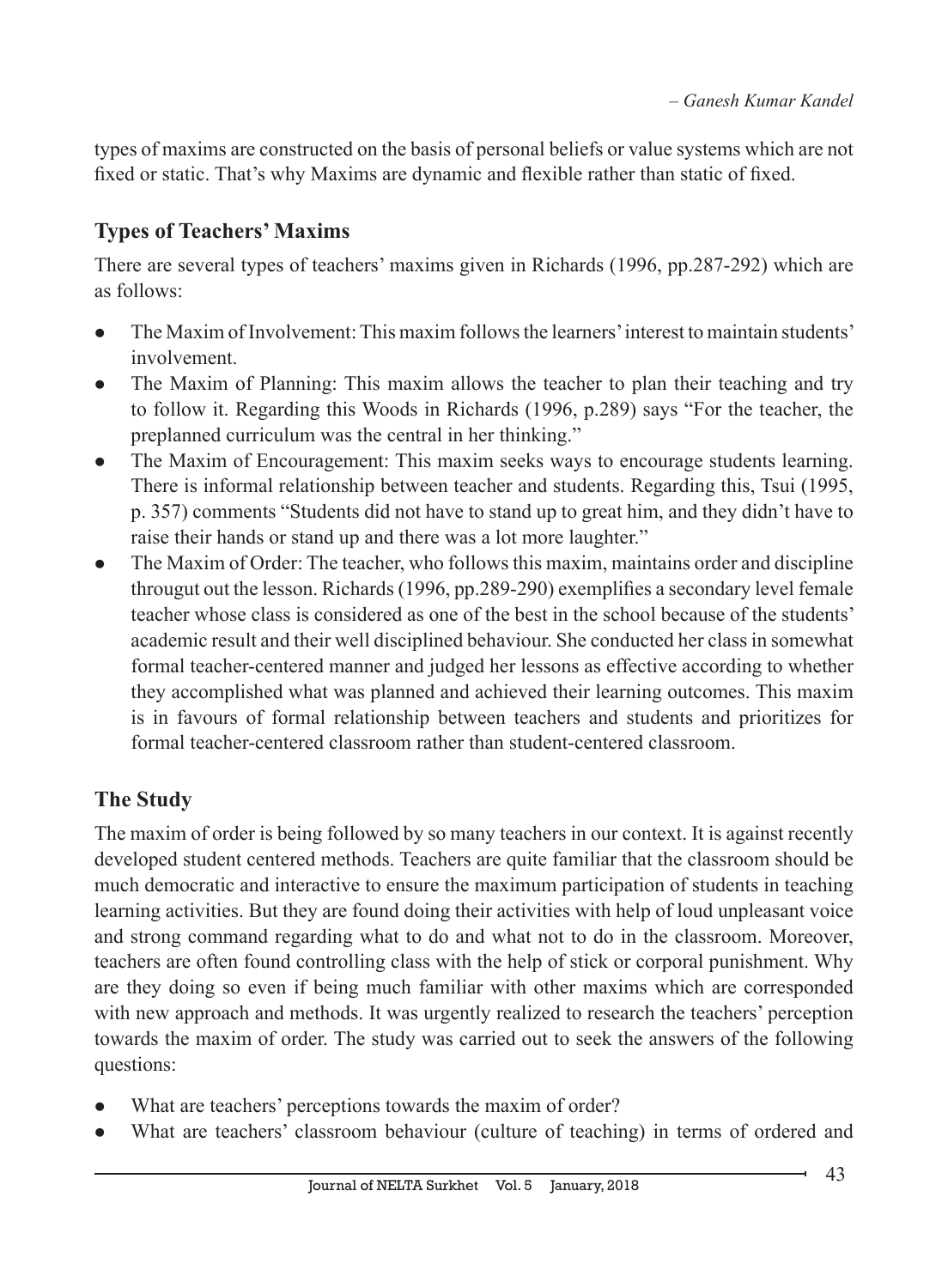types of maxims are constructed on the basis of personal beliefs or value systems which are not fixed or static. That's why Maxims are dynamic and flexible rather than static of fixed.

## Types of Teachers' Maxims

There are several types of teachers' maxims given in Richards (1996, pp.287-292) which are as follows:

- The Maxim of Involvement: This maxim follows the learners' interest to maintain students' involvement.
- The Maxim of Planning: This maxim allows the teacher to plan their teaching and try to follow it. Regarding this Woods in Richards (1996, p.289) says "For the teacher, the preplanned curriculum was the central in her thinking."
- The Maxim of Encouragement: This maxim seeks ways to encourage students learning. There is informal relationship between teacher and students. Regarding this, Tsui (1995, p. 357) comments "Students did not have to stand up to great him, and they didn't have to raise their hands or stand up and there was a lot more laughter."
- The Maxim of Order: The teacher, who follows this maxim, maintains order and discipline througut out the lesson. Richards (1996, pp.289-290) exemplifies a secondary level female teacher whose class is considered as one of the best in the school because of the students' academic result and their well disciplined behaviour. She conducted her class in somewhat formal teacher-centered manner and judged her lessons as effective according to whether they accomplished what was planned and achieved their learning outcomes. This maxim is in favours of formal relationship between teachers and students and prioritizes for formal teacher-centered classroom rather than student-centered classroom.

## The Study

The maxim of order is being followed by so many teachers in our context. It is against recently developed student centered methods. Teachers are quite familiar that the classroom should be much democratic and interactive to ensure the maximum participation of students in teaching learning activities. But they are found doing their activities with help of loud unpleasant voice and strong command regarding what to do and what not to do in the classroom. Moreover, teachers are often found controlling class with the help of stick or corporal punishment. Why are they doing so even if being much familiar with other maxims which are corresponded with new approach and methods. It was urgently realized to research the teachers' perception towards the maxim of order. The study was carried out to seek the answers of the following questions:

- What are teachers' perceptions towards the maxim of order?
- What are teachers' classroom behaviour (culture of teaching) in terms of ordered and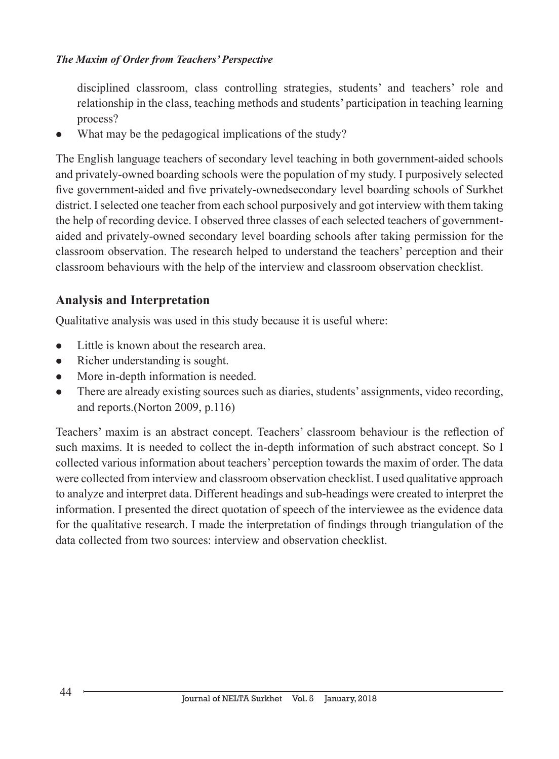disciplined classroom, class controlling strategies, students' and teachers' role and relationship in the class, teaching methods and students' participation in teaching learning process?

- What may be the pedagogical implications of the study?

The English language teachers of secondary level teaching in both government-aided schools and privately-owned boarding schools were the population of my study. I purposively selected five government-aided and five privately-ownedsecondary level boarding schools of Surkhet district. I selected one teacher from each school purposively and got interview with them taking the help of recording device. I observed three classes of each selected teachers of government-aided and privately-owned secondary level boarding schools after taking permission for the classroom observation. The research helped to understand the teachers' perception and their classroom behaviours with the help of the interview and classroom observation checklist.

## Analysis and Interpretation

Qualitative analysis was used in this study because it is useful where:

- Little is known about the research area.
- Richer understanding is sought.
- More in-depth information is needed.
- There are already existing sources such as diaries, students' assignments, video recording, and reports.(Norton 2009, p.116)

Teachers' maxim is an abstract concept. Teachers' classroom behaviour is the reflection of such maxims. It is needed to collect the in-depth information of such abstract concept. So I collected various information about teachers' perception towards the maxim of order. The data were collected from interview and classroom observation checklist. I used qualitative approach to analyze and interpret data. Different headings and sub-headings were created to interpret the information. I presented the direct quotation of speech of the interviewee as the evidence data for the qualitative research. I made the interpretation of findings through triangulation of the data collected from two sources: interview and observation checklist.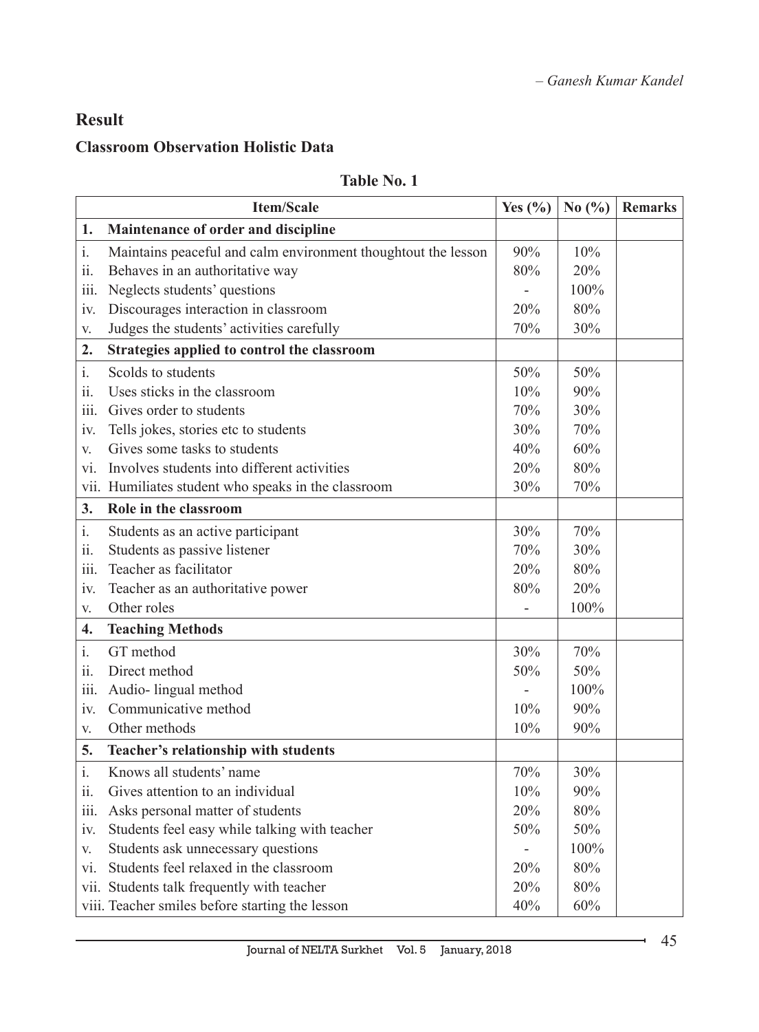## Result

### Classroom Observation Holistic Data

**Table No. 1**

| Item/Scale | Yes (%) | No (%) | Remarks |
|---|---|---|---|
| **1. Maintenance of order and discipline** | | | |
| i. Maintains peaceful and calm environment thoughtout the lesson | 90% | 10% | |
| ii. Behaves in an authoritative way | 80% | 20% | |
| iii. Neglects students' questions | - | 100% | |
| iv. Discourages interaction in classroom | 20% | 80% | |
| v. Judges the students' activities carefully | 70% | 30% | |
| **2. Strategies applied to control the classroom** | | | |
| i. Scolds to students | 50% | 50% | |
| ii. Uses sticks in the classroom | 10% | 90% | |
| iii. Gives order to students | 70% | 30% | |
| iv. Tells jokes, stories etc to students | 30% | 70% | |
| v. Gives some tasks to students | 40% | 60% | |
| vi. Involves students into different activities | 20% | 80% | |
| vii. Humiliates student who speaks in the classroom | 30% | 70% | |
| **3. Role in the classroom** | | | |
| i. Students as an active participant | 30% | 70% | |
| ii. Students as passive listener | 70% | 30% | |
| iii. Teacher as facilitator | 20% | 80% | |
| iv. Teacher as an authoritative power | 80% | 20% | |
| v. Other roles | - | 100% | |
| **4. Teaching Methods** | | | |
| i. GT method | 30% | 70% | |
| ii. Direct method | 50% | 50% | |
| iii. Audio- lingual method | - | 100% | |
| iv. Communicative method | 10% | 90% | |
| v. Other methods | 10% | 90% | |
| **5. Teacher's relationship with students** | | | |
| i. Knows all students' name | 70% | 30% | |
| ii. Gives attention to an individual | 10% | 90% | |
| iii. Asks personal matter of students | 20% | 80% | |
| iv. Students feel easy while talking with teacher | 50% | 50% | |
| v. Students ask unnecessary questions | - | 100% | |
| vi. Students feel relaxed in the classroom | 20% | 80% | |
| vii. Students talk frequently with teacher | 20% | 80% | |
| viii. Teacher smiles before starting the lesson | 40% | 60% | |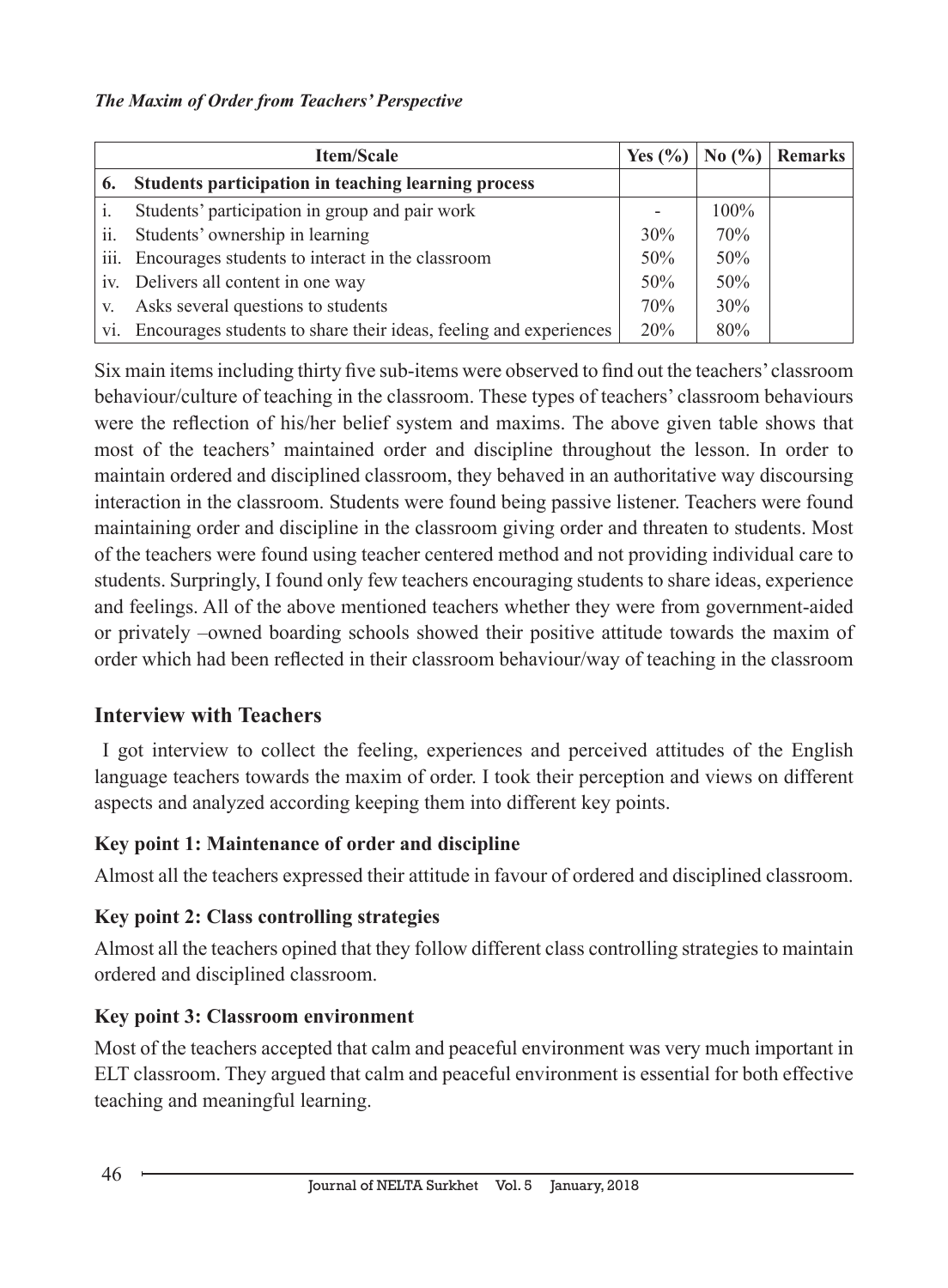*The Maxim of Order from Teachers' Perspective*

| Item/Scale | Yes (%) | No (%) | Remarks |
|---|---|---|---|
| **6. Students participation in teaching learning process** | | | |
| i. Students' participation in group and pair work | - | 100% | |
| ii. Students' ownership in learning | 30% | 70% | |
| iii. Encourages students to interact in the classroom | 50% | 50% | |
| iv. Delivers all content in one way | 50% | 50% | |
| v. Asks several questions to students | 70% | 30% | |
| vi. Encourages students to share their ideas, feeling and experiences | 20% | 80% | |

Six main items including thirty five sub-items were observed to find out the teachers' classroom behaviour/culture of teaching in the classroom. These types of teachers' classroom behaviours were the reflection of his/her belief system and maxims. The above given table shows that most of the teachers' maintained order and discipline throughout the lesson. In order to maintain ordered and disciplined classroom, they behaved in an authoritative way discoursing interaction in the classroom. Students were found being passive listener. Teachers were found maintaining order and discipline in the classroom giving order and threaten to students. Most of the teachers were found using teacher centered method and not providing individual care to students. Surpringly, I found only few teachers encouraging students to share ideas, experience and feelings. All of the above mentioned teachers whether they were from government-aided or privately –owned boarding schools showed their positive attitude towards the maxim of order which had been reflected in their classroom behaviour/way of teaching in the classroom

## Interview with Teachers

I got interview to collect the feeling, experiences and perceived attitudes of the English language teachers towards the maxim of order. I took their perception and views on different aspects and analyzed according keeping them into different key points.

### Key point 1: Maintenance of order and discipline

Almost all the teachers expressed their attitude in favour of ordered and disciplined classroom.

### Key point 2: Class controlling strategies

Almost all the teachers opined that they follow different class controlling strategies to maintain ordered and disciplined classroom.

### Key point 3: Classroom environment

Most of the teachers accepted that calm and peaceful environment was very much important in ELT classroom. They argued that calm and peaceful environment is essential for both effective teaching and meaningful learning.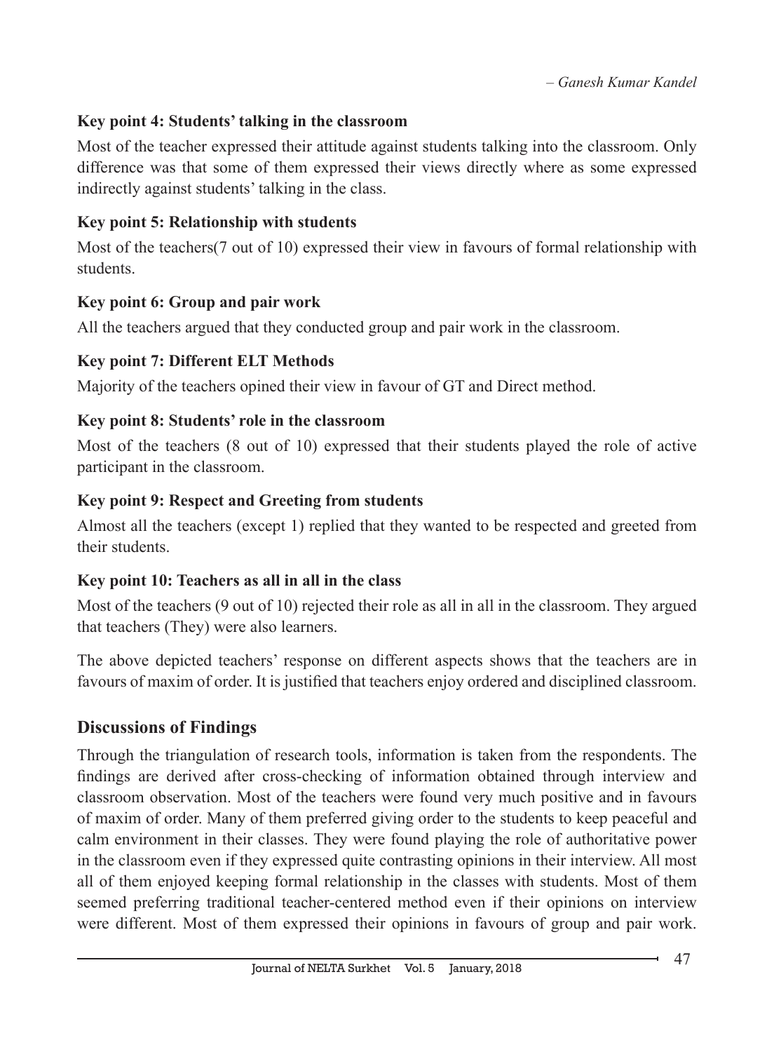**Key point 4: Students' talking in the classroom**

Most of the teacher expressed their attitude against students talking into the classroom. Only difference was that some of them expressed their views directly where as some expressed indirectly against students' talking in the class.

**Key point 5: Relationship with students**

Most of the teachers(7 out of 10) expressed their view in favours of formal relationship with students.

**Key point 6: Group and pair work**

All the teachers argued that they conducted group and pair work in the classroom.

**Key point 7: Different ELT Methods**

Majority of the teachers opined their view in favour of GT and Direct method.

**Key point 8: Students' role in the classroom**

Most of the teachers (8 out of 10) expressed that their students played the role of active participant in the classroom.

**Key point 9: Respect and Greeting from students**

Almost all the teachers (except 1) replied that they wanted to be respected and greeted from their students.

**Key point 10: Teachers as all in all in the class**

Most of the teachers (9 out of 10) rejected their role as all in all in the classroom. They argued that teachers (They) were also learners.

The above depicted teachers' response on different aspects shows that the teachers are in favours of maxim of order. It is justified that teachers enjoy ordered and disciplined classroom.

## Discussions of Findings

Through the triangulation of research tools, information is taken from the respondents. The findings are derived after cross-checking of information obtained through interview and classroom observation. Most of the teachers were found very much positive and in favours of maxim of order. Many of them preferred giving order to the students to keep peaceful and calm environment in their classes. They were found playing the role of authoritative power in the classroom even if they expressed quite contrasting opinions in their interview. All most all of them enjoyed keeping formal relationship in the classes with students. Most of them seemed preferring traditional teacher-centered method even if their opinions on interview were different. Most of them expressed their opinions in favours of group and pair work.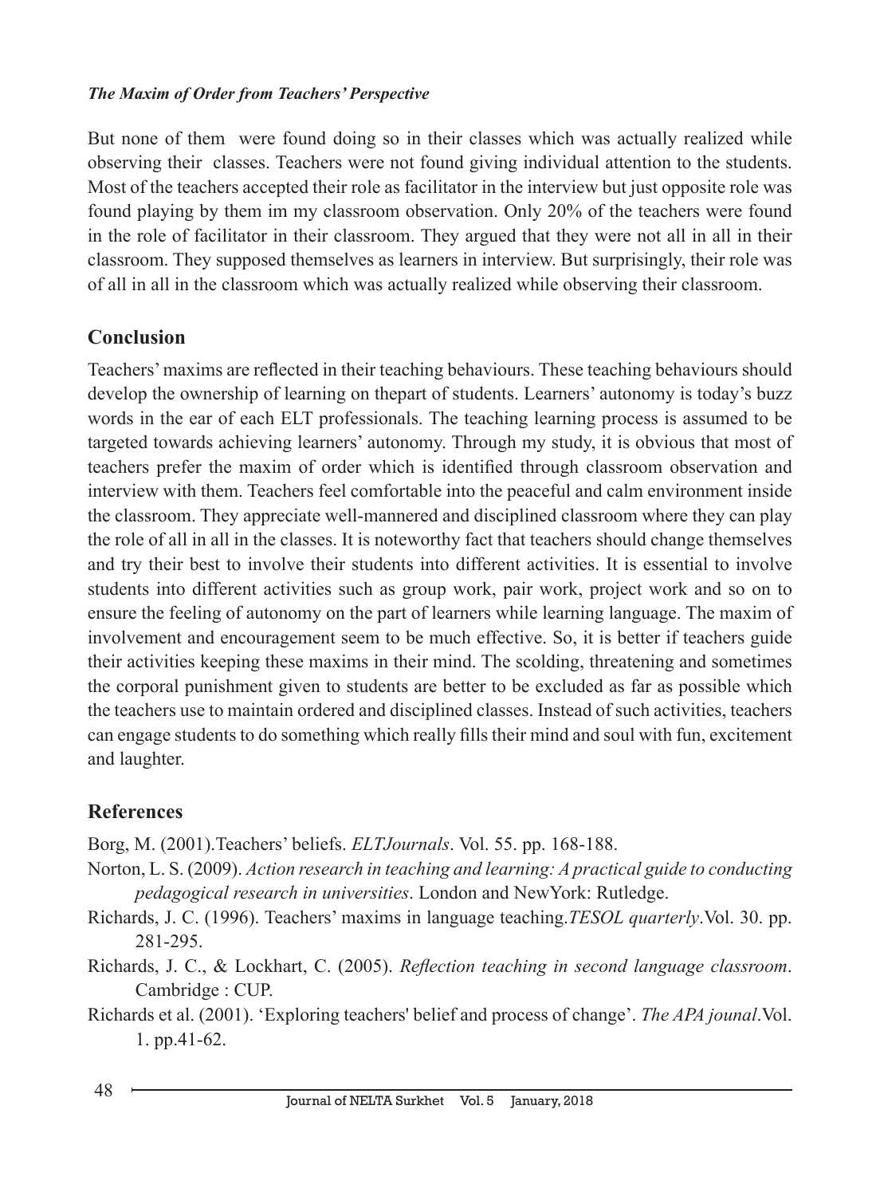But none of them were found doing so in their classes which was actually realized while observing their classes. Teachers were not found giving individual attention to the students. Most of the teachers accepted their role as facilitator in the interview but just opposite role was found playing by them im my classroom observation. Only 20% of the teachers were found in the role of facilitator in their classroom. They argued that they were not all in all in their classroom. They supposed themselves as learners in interview. But surprisingly, their role was of all in all in the classroom which was actually realized while observing their classroom.

## Conclusion

Teachers' maxims are reflected in their teaching behaviours. These teaching behaviours should develop the ownership of learning on thepart of students. Learners' autonomy is today's buzz words in the ear of each ELT professionals. The teaching learning process is assumed to be targeted towards achieving learners' autonomy. Through my study, it is obvious that most of teachers prefer the maxim of order which is identified through classroom observation and interview with them. Teachers feel comfortable into the peaceful and calm environment inside the classroom. They appreciate well-mannered and disciplined classroom where they can play the role of all in all in the classes. It is noteworthy fact that teachers should change themselves and try their best to involve their students into different activities. It is essential to involve students into different activities such as group work, pair work, project work and so on to ensure the feeling of autonomy on the part of learners while learning language. The maxim of involvement and encouragement seem to be much effective. So, it is better if teachers guide their activities keeping these maxims in their mind. The scolding, threatening and sometimes the corporal punishment given to students are better to be excluded as far as possible which the teachers use to maintain ordered and disciplined classes. Instead of such activities, teachers can engage students to do something which really fills their mind and soul with fun, excitement and laughter.

## References

Borg, M. (2001).Teachers' beliefs. *ELTJournals*. Vol. 55. pp. 168-188.

Norton, L. S. (2009). *Action research in teaching and learning: A practical guide to conducting pedagogical research in universities*. London and NewYork: Rutledge.

Richards, J. C. (1996). Teachers' maxims in language teaching.*TESOL quarterly*.Vol. 30. pp. 281-295.

Richards, J. C., & Lockhart, C. (2005). *Reflection teaching in second language classroom*. Cambridge : CUP.

Richards et al. (2001). 'Exploring teachers' belief and process of change'. *The APA jounal*.Vol. 1. pp.41-62.